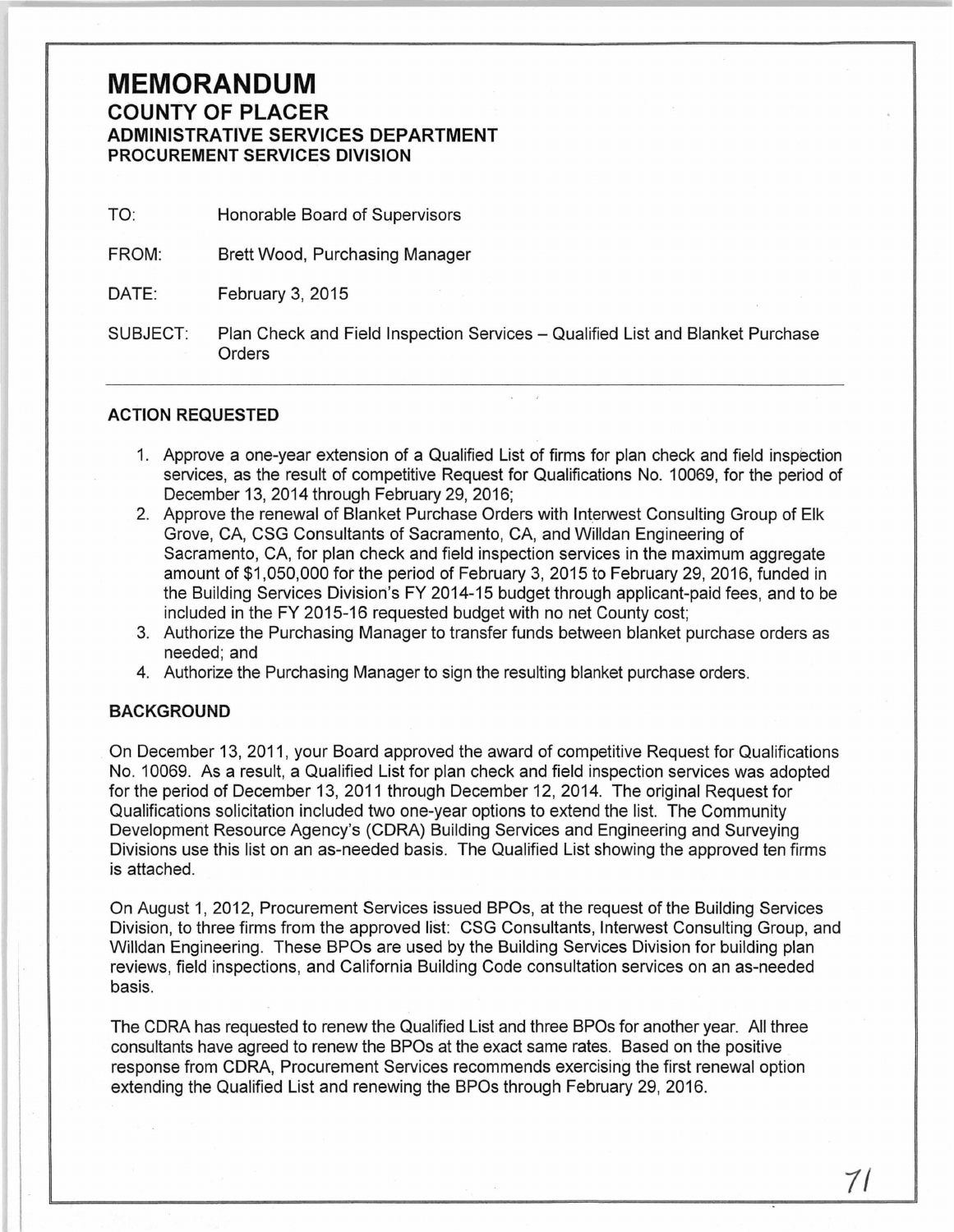# MEMORANDUM

## COUNTY OF PLACER

### ADMINISTRATIVE SERVICES DEPARTMENT

#### PROCUREMENT SERVICES DIVISION

TO: Honorable Board of Supervisors

FROM: Brett Wood, Purchasing Manager

DATE: February 3, 2015

SUBJECT: Plan Check and Field Inspection Services – Qualified List and Blanket Purchase Orders

---

### ACTION REQUESTED

1. Approve a one-year extension of a Qualified List of firms for plan check and field inspection services, as the result of competitive Request for Qualifications No. 10069, for the period of December 13, 2014 through February 29, 2016;
2. Approve the renewal of Blanket Purchase Orders with Interwest Consulting Group of Elk Grove, CA, CSG Consultants of Sacramento, CA, and Willdan Engineering of Sacramento, CA, for plan check and field inspection services in the maximum aggregate amount of $1,050,000 for the period of February 3, 2015 to February 29, 2016, funded in the Building Services Division's FY 2014-15 budget through applicant-paid fees, and to be included in the FY 2015-16 requested budget with no net County cost;
3. Authorize the Purchasing Manager to transfer funds between blanket purchase orders as needed; and
4. Authorize the Purchasing Manager to sign the resulting blanket purchase orders.

### BACKGROUND

On December 13, 2011, your Board approved the award of competitive Request for Qualifications No. 10069. As a result, a Qualified List for plan check and field inspection services was adopted for the period of December 13, 2011 through December 12, 2014. The original Request for Qualifications solicitation included two one-year options to extend the list. The Community Development Resource Agency's (CDRA) Building Services and Engineering and Surveying Divisions use this list on an as-needed basis. The Qualified List showing the approved ten firms is attached.

On August 1, 2012, Procurement Services issued BPOs, at the request of the Building Services Division, to three firms from the approved list: CSG Consultants, Interwest Consulting Group, and Willdan Engineering. These BPOs are used by the Building Services Division for building plan reviews, field inspections, and California Building Code consultation services on an as-needed basis.

The CDRA has requested to renew the Qualified List and three BPOs for another year. All three consultants have agreed to renew the BPOs at the exact same rates. Based on the positive response from CDRA, Procurement Services recommends exercising the first renewal option extending the Qualified List and renewing the BPOs through February 29, 2016.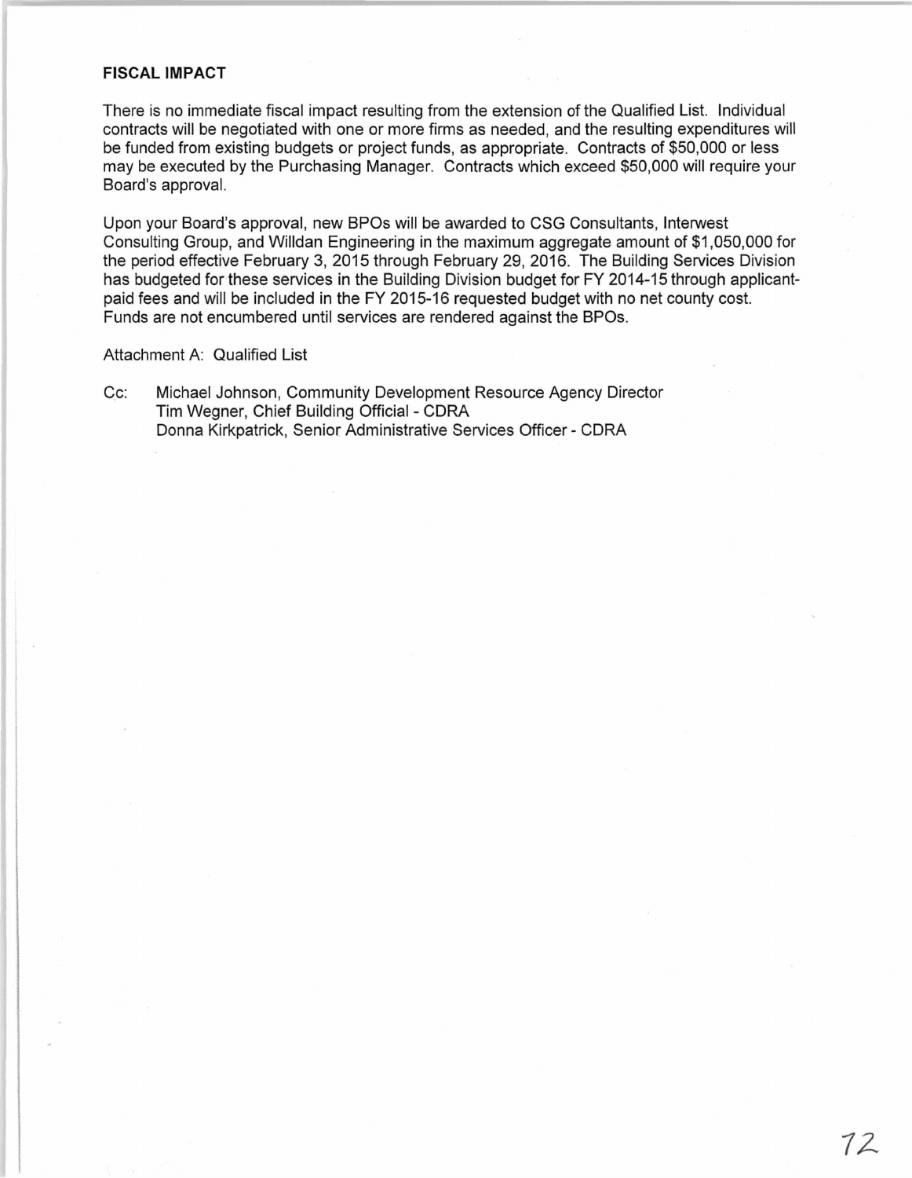## FISCAL IMPACT

There is no immediate fiscal impact resulting from the extension of the Qualified List. Individual contracts will be negotiated with one or more firms as needed, and the resulting expenditures will be funded from existing budgets or project funds, as appropriate. Contracts of $50,000 or less may be executed by the Purchasing Manager. Contracts which exceed $50,000 will require your Board's approval.

Upon your Board's approval, new BPOs will be awarded to CSG Consultants, Interwest Consulting Group, and Willdan Engineering in the maximum aggregate amount of $1,050,000 for the period effective February 3, 2015 through February 29, 2016. The Building Services Division has budgeted for these services in the Building Division budget for FY 2014-15 through applicant-paid fees and will be included in the FY 2015-16 requested budget with no net county cost. Funds are not encumbered until services are rendered against the BPOs.

Attachment A: Qualified List

Cc: Michael Johnson, Community Development Resource Agency Director
Tim Wegner, Chief Building Official - CDRA
Donna Kirkpatrick, Senior Administrative Services Officer - CDRA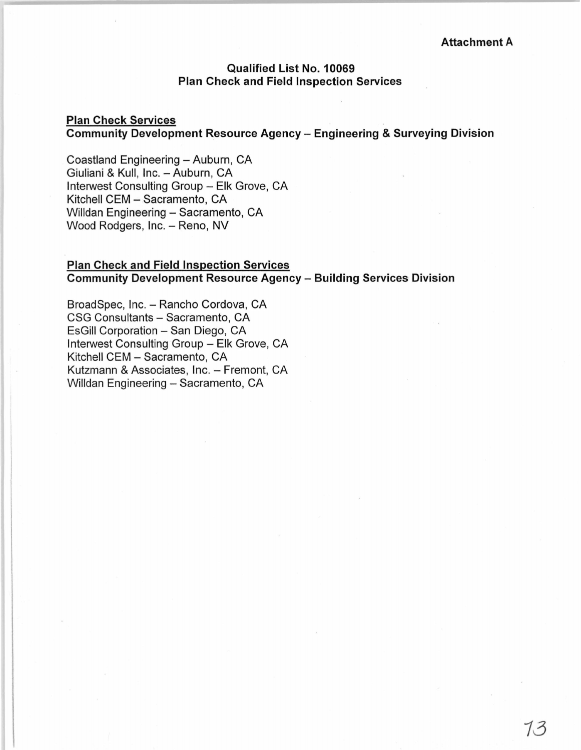**Attachment A**

## Qualified List No. 10069
## Plan Check and Field Inspection Services

**Plan Check Services**
**Community Development Resource Agency – Engineering & Surveying Division**

Coastland Engineering – Auburn, CA
Giuliani & Kull, Inc. – Auburn, CA
Interwest Consulting Group – Elk Grove, CA
Kitchell CEM – Sacramento, CA
Willdan Engineering – Sacramento, CA
Wood Rodgers, Inc. – Reno, NV

**Plan Check and Field Inspection Services**
**Community Development Resource Agency – Building Services Division**

BroadSpec, Inc. – Rancho Cordova, CA
CSG Consultants – Sacramento, CA
EsGill Corporation – San Diego, CA
Interwest Consulting Group – Elk Grove, CA
Kitchell CEM – Sacramento, CA
Kutzmann & Associates, Inc. – Fremont, CA
Willdan Engineering – Sacramento, CA